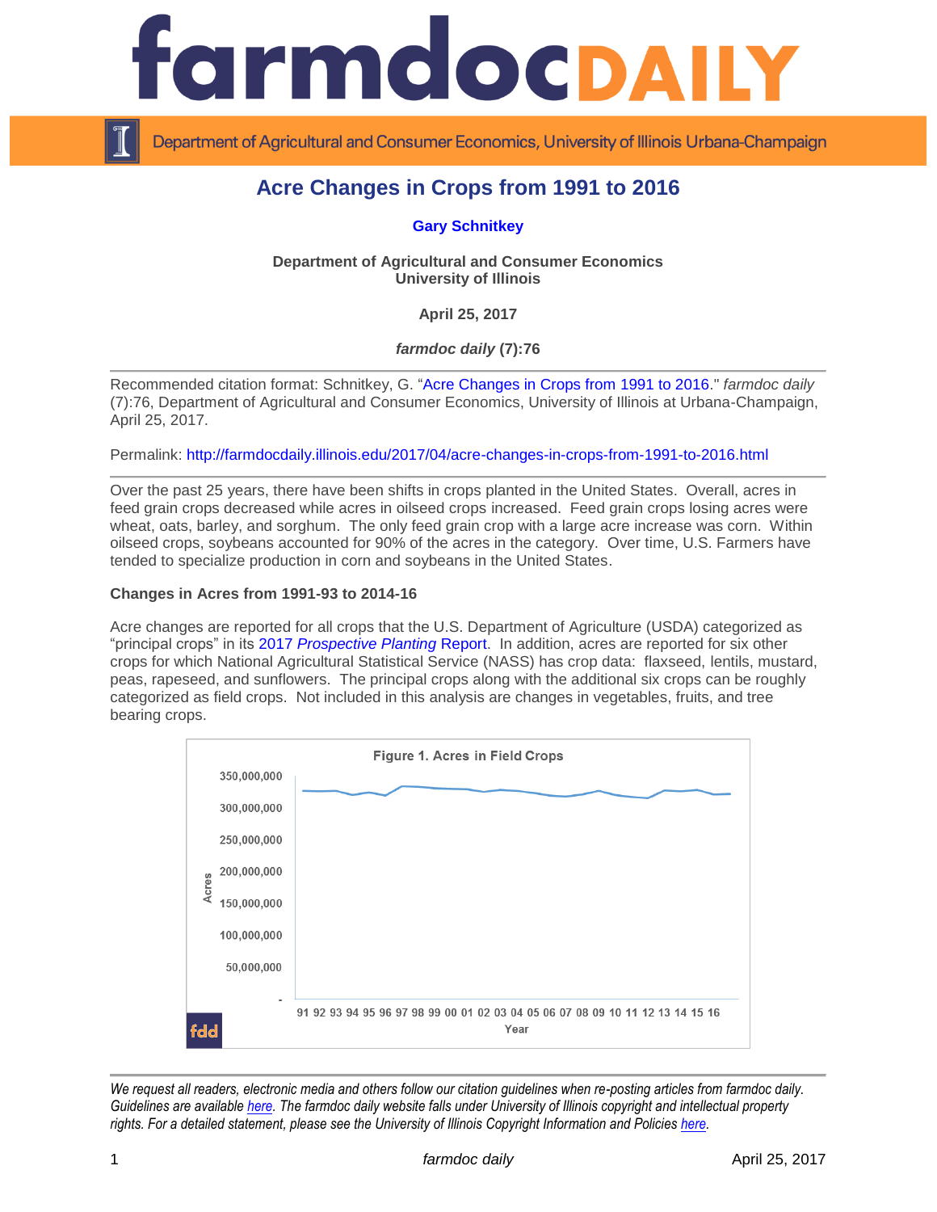# farmdoc DAILY

Department of Agricultural and Consumer Economics, University of Illinois Urbana-Champaign

## Acre Changes in Crops from 1991 to 2016

**Gary Schnitkey**

**Department of Agricultural and Consumer Economics**
**University of Illinois**

**April 25, 2017**

***farmdoc daily* (7):76**

Recommended citation format: Schnitkey, G. "Acre Changes in Crops from 1991 to 2016." *farmdoc daily* (7):76, Department of Agricultural and Consumer Economics, University of Illinois at Urbana-Champaign, April 25, 2017.

Permalink: http://farmdocdaily.illinois.edu/2017/04/acre-changes-in-crops-from-1991-to-2016.html

Over the past 25 years, there have been shifts in crops planted in the United States. Overall, acres in feed grain crops decreased while acres in oilseed crops increased. Feed grain crops losing acres were wheat, oats, barley, and sorghum. The only feed grain crop with a large acre increase was corn. Within oilseed crops, soybeans accounted for 90% of the acres in the category. Over time, U.S. Farmers have tended to specialize production in corn and soybeans in the United States.

### Changes in Acres from 1991-93 to 2014-16

Acre changes are reported for all crops that the U.S. Department of Agriculture (USDA) categorized as "principal crops" in its 2017 *Prospective Planting* Report. In addition, acres are reported for six other crops for which National Agricultural Statistical Service (NASS) has crop data: flaxseed, lentils, mustard, peas, rapeseed, and sunflowers. The principal crops along with the additional six crops can be roughly categorized as field crops. Not included in this analysis are changes in vegetables, fruits, and tree bearing crops.

Figure 1. Acres in Field Crops

*We request all readers, electronic media and others follow our citation guidelines when re-posting articles from farmdoc daily. Guidelines are available here. The farmdoc daily website falls under University of Illinois copyright and intellectual property rights. For a detailed statement, please see the University of Illinois Copyright Information and Policies here.*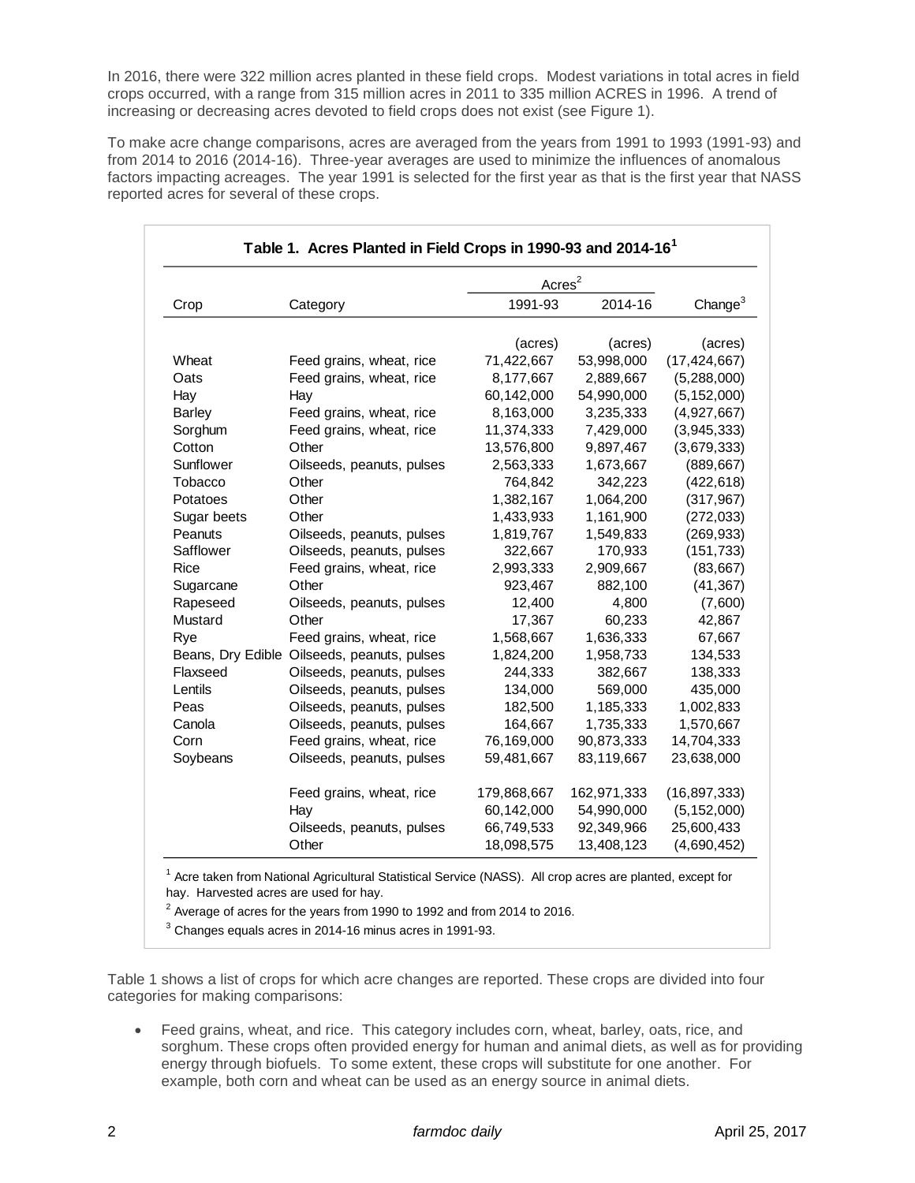In 2016, there were 322 million acres planted in these field crops. Modest variations in total acres in field crops occurred, with a range from 315 million acres in 2011 to 335 million ACRES in 1996. A trend of increasing or decreasing acres devoted to field crops does not exist (see Figure 1).

To make acre change comparisons, acres are averaged from the years from 1991 to 1993 (1991-93) and from 2014 to 2016 (2014-16). Three-year averages are used to minimize the influences of anomalous factors impacting acreages. The year 1991 is selected for the first year as that is the first year that NASS reported acres for several of these crops.

**Table 1. Acres Planted in Field Crops in 1990-93 and 2014-16[1]**

| Crop | Category | Acres[2] 1991-93 | Acres[2] 2014-16 | Change[3] |
|---|---|---|---|---|
| | | (acres) | (acres) | (acres) |
| Wheat | Feed grains, wheat, rice | 71,422,667 | 53,998,000 | (17,424,667) |
| Oats | Feed grains, wheat, rice | 8,177,667 | 2,889,667 | (5,288,000) |
| Hay | Hay | 60,142,000 | 54,990,000 | (5,152,000) |
| Barley | Feed grains, wheat, rice | 8,163,000 | 3,235,333 | (4,927,667) |
| Sorghum | Feed grains, wheat, rice | 11,374,333 | 7,429,000 | (3,945,333) |
| Cotton | Other | 13,576,800 | 9,897,467 | (3,679,333) |
| Sunflower | Oilseeds, peanuts, pulses | 2,563,333 | 1,673,667 | (889,667) |
| Tobacco | Other | 764,842 | 342,223 | (422,618) |
| Potatoes | Other | 1,382,167 | 1,064,200 | (317,967) |
| Sugar beets | Other | 1,433,933 | 1,161,900 | (272,033) |
| Peanuts | Oilseeds, peanuts, pulses | 1,819,767 | 1,549,833 | (269,933) |
| Safflower | Oilseeds, peanuts, pulses | 322,667 | 170,933 | (151,733) |
| Rice | Feed grains, wheat, rice | 2,993,333 | 2,909,667 | (83,667) |
| Sugarcane | Other | 923,467 | 882,100 | (41,367) |
| Rapeseed | Oilseeds, peanuts, pulses | 12,400 | 4,800 | (7,600) |
| Mustard | Other | 17,367 | 60,233 | 42,867 |
| Rye | Feed grains, wheat, rice | 1,568,667 | 1,636,333 | 67,667 |
| Beans, Dry Edible | Oilseeds, peanuts, pulses | 1,824,200 | 1,958,733 | 134,533 |
| Flaxseed | Oilseeds, peanuts, pulses | 244,333 | 382,667 | 138,333 |
| Lentils | Oilseeds, peanuts, pulses | 134,000 | 569,000 | 435,000 |
| Peas | Oilseeds, peanuts, pulses | 182,500 | 1,185,333 | 1,002,833 |
| Canola | Oilseeds, peanuts, pulses | 164,667 | 1,735,333 | 1,570,667 |
| Corn | Feed grains, wheat, rice | 76,169,000 | 90,873,333 | 14,704,333 |
| Soybeans | Oilseeds, peanuts, pulses | 59,481,667 | 83,119,667 | 23,638,000 |
| | Feed grains, wheat, rice | 179,868,667 | 162,971,333 | (16,897,333) |
| | Hay | 60,142,000 | 54,990,000 | (5,152,000) |
| | Oilseeds, peanuts, pulses | 66,749,533 | 92,349,966 | 25,600,433 |
| | Other | 18,098,575 | 13,408,123 | (4,690,452) |

[1] Acre taken from National Agricultural Statistical Service (NASS). All crop acres are planted, except for hay. Harvested acres are used for hay.

[2] Average of acres for the years from 1990 to 1992 and from 2014 to 2016.

[3] Changes equals acres in 2014-16 minus acres in 1991-93.

Table 1 shows a list of crops for which acre changes are reported. These crops are divided into four categories for making comparisons:

- Feed grains, wheat, and rice. This category includes corn, wheat, barley, oats, rice, and sorghum. These crops often provided energy for human and animal diets, as well as for providing energy through biofuels. To some extent, these crops will substitute for one another. For example, both corn and wheat can be used as an energy source in animal diets.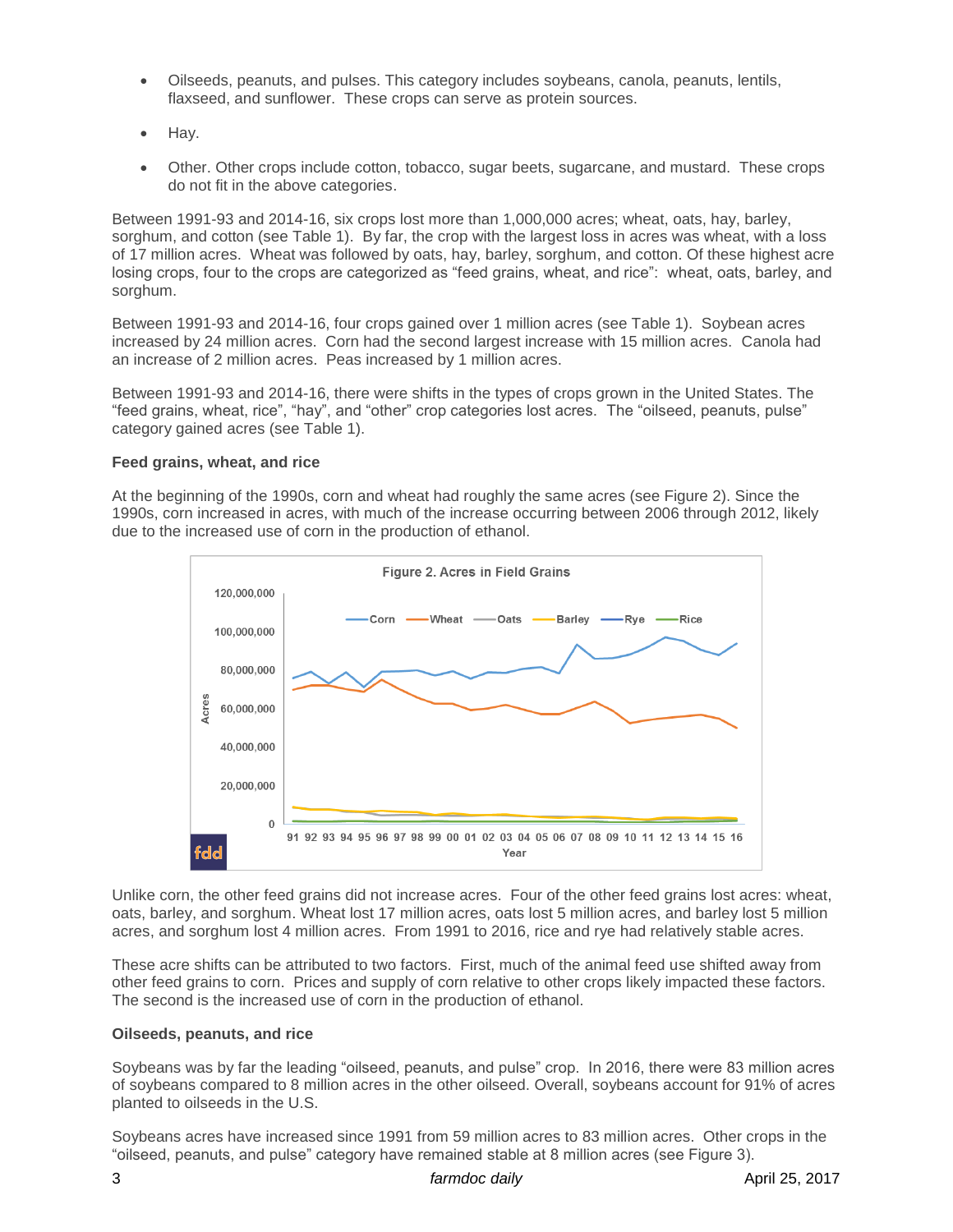- Oilseeds, peanuts, and pulses. This category includes soybeans, canola, peanuts, lentils, flaxseed, and sunflower. These crops can serve as protein sources.
- Hay.
- Other. Other crops include cotton, tobacco, sugar beets, sugarcane, and mustard. These crops do not fit in the above categories.

Between 1991-93 and 2014-16, six crops lost more than 1,000,000 acres; wheat, oats, hay, barley, sorghum, and cotton (see Table 1). By far, the crop with the largest loss in acres was wheat, with a loss of 17 million acres. Wheat was followed by oats, hay, barley, sorghum, and cotton. Of these highest acre losing crops, four to the crops are categorized as "feed grains, wheat, and rice": wheat, oats, barley, and sorghum.

Between 1991-93 and 2014-16, four crops gained over 1 million acres (see Table 1). Soybean acres increased by 24 million acres. Corn had the second largest increase with 15 million acres. Canola had an increase of 2 million acres. Peas increased by 1 million acres.

Between 1991-93 and 2014-16, there were shifts in the types of crops grown in the United States. The "feed grains, wheat, rice", "hay", and "other" crop categories lost acres. The "oilseed, peanuts, pulse" category gained acres (see Table 1).

**Feed grains, wheat, and rice**

At the beginning of the 1990s, corn and wheat had roughly the same acres (see Figure 2). Since the 1990s, corn increased in acres, with much of the increase occurring between 2006 through 2012, likely due to the increased use of corn in the production of ethanol.

Figure 2. Acres in Field Grains

Unlike corn, the other feed grains did not increase acres. Four of the other feed grains lost acres: wheat, oats, barley, and sorghum. Wheat lost 17 million acres, oats lost 5 million acres, and barley lost 5 million acres, and sorghum lost 4 million acres. From 1991 to 2016, rice and rye had relatively stable acres.

These acre shifts can be attributed to two factors. First, much of the animal feed use shifted away from other feed grains to corn. Prices and supply of corn relative to other crops likely impacted these factors. The second is the increased use of corn in the production of ethanol.

**Oilseeds, peanuts, and rice**

Soybeans was by far the leading "oilseed, peanuts, and pulse" crop. In 2016, there were 83 million acres of soybeans compared to 8 million acres in the other oilseed. Overall, soybeans account for 91% of acres planted to oilseeds in the U.S.

Soybeans acres have increased since 1991 from 59 million acres to 83 million acres. Other crops in the "oilseed, peanuts, and pulse" category have remained stable at 8 million acres (see Figure 3).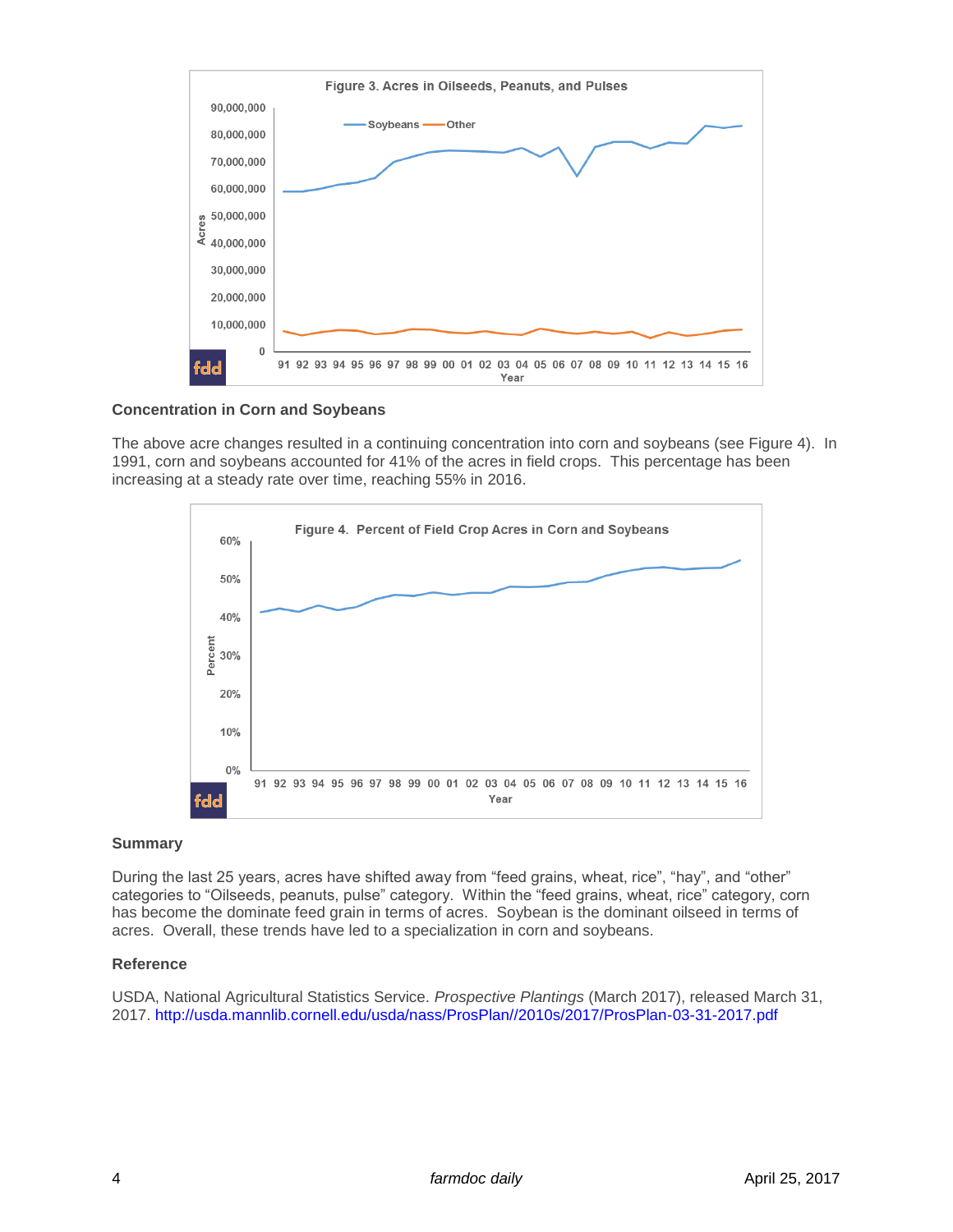Figure 3. Acres in Oilseeds, Peanuts, and Pulses

90,000,000
80,000,000
70,000,000
60,000,000
50,000,000
40,000,000
30,000,000
20,000,000
10,000,000
0

Acres

Soybeans
Other

91 92 93 94 95 96 97 98 99 00 01 02 03 04 05 06 07 08 09 10 11 12 13 14 15 16

Year

fdd

### Concentration in Corn and Soybeans

The above acre changes resulted in a continuing concentration into corn and soybeans (see Figure 4). In 1991, corn and soybeans accounted for 41% of the acres in field crops. This percentage has been increasing at a steady rate over time, reaching 55% in 2016.

Figure 4. Percent of Field Crop Acres in Corn and Soybeans

60%
50%
40%
30%
20%
10%
0%

Percent

91 92 93 94 95 96 97 98 99 00 01 02 03 04 05 06 07 08 09 10 11 12 13 14 15 16

Year

fdd

### Summary

During the last 25 years, acres have shifted away from “feed grains, wheat, rice”, “hay”, and “other” categories to “Oilseeds, peanuts, pulse” category. Within the “feed grains, wheat, rice” category, corn has become the dominate feed grain in terms of acres. Soybean is the dominant oilseed in terms of acres. Overall, these trends have led to a specialization in corn and soybeans.

### Reference

USDA, National Agricultural Statistics Service. *Prospective Plantings* (March 2017), released March 31, 2017. http://usda.mannlib.cornell.edu/usda/nass/ProsPlan//2010s/2017/ProsPlan-03-31-2017.pdf